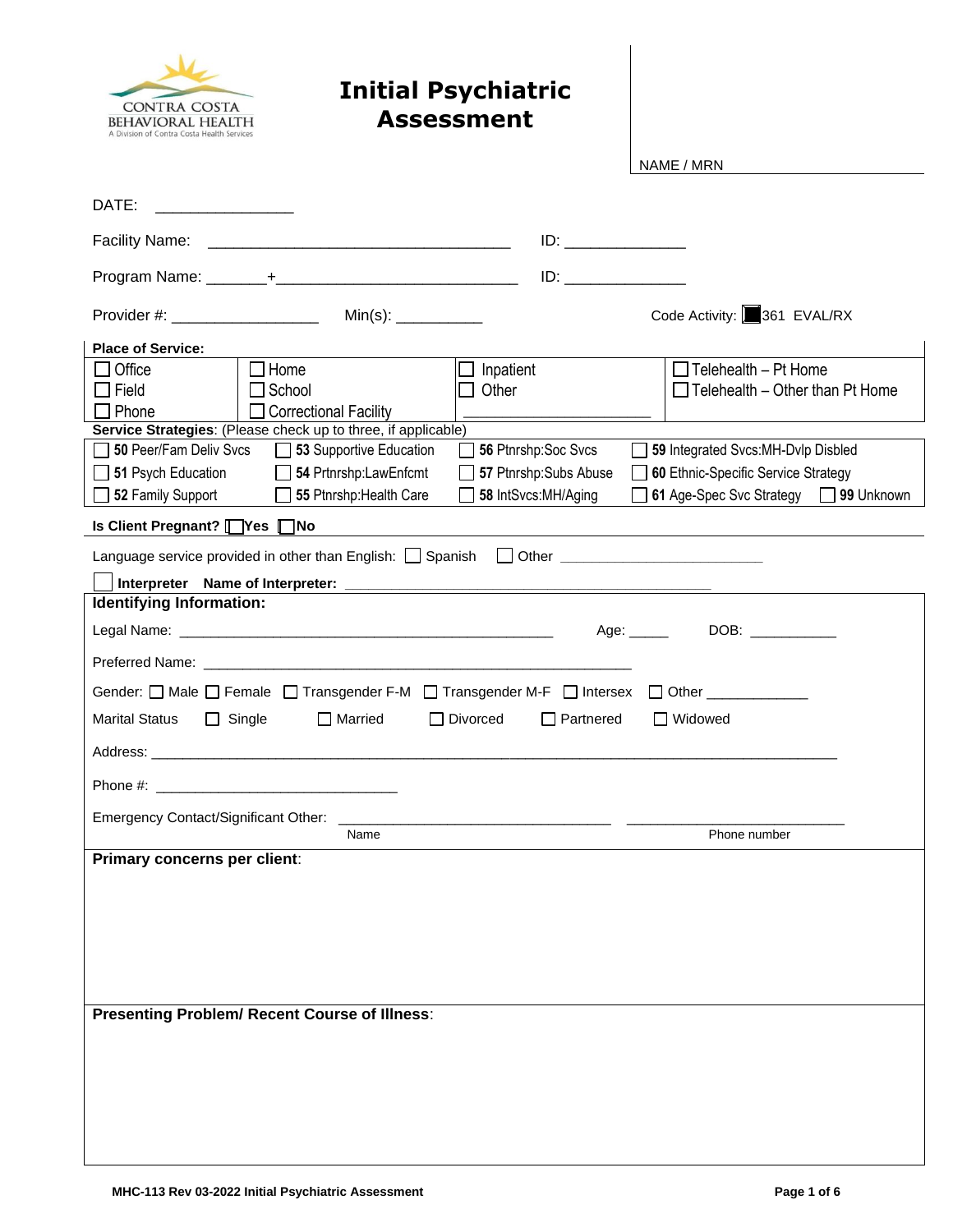CONTRA COSTA BEHAVIORAL HEALTH
A Division of Contra Costa Health Services

# Initial Psychiatric Assessment

NAME / MRN

DATE: _______________

Facility Name: ___________________________________ ID: _____________

Program Name: _______+____________________________ ID: _____________

Provider #: ________________ Min(s): __________ Code Activity: ■ 361 EVAL/RX

**Place of Service:**

| | | | |
|---|---|---|---|
| ☐ Office | ☐ Home | ☐ Inpatient | ☐ Telehealth – Pt Home |
| ☐ Field | ☐ School | ☐ Other | ☐ Telehealth – Other than Pt Home |
| ☐ Phone | ☐ Correctional Facility | ______________________ | |

**Service Strategies**: (Please check up to three, if applicable)

| | | | |
|---|---|---|---|
| ☐ **50** Peer/Fam Deliv Svcs | ☐ **53** Supportive Education | ☐ **56** Ptnrshp:Soc Svcs | ☐ **59** Integrated Svcs:MH-Dvlp Disbled |
| ☐ **51** Psych Education | ☐ **54** Prtnrshp:LawEnfcmt | ☐ **57** Ptnrshp:Subs Abuse | ☐ **60** Ethnic-Specific Service Strategy |
| ☐ **52** Family Support | ☐ **55** Ptnrshp:Health Care | ☐ **58** IntSvcs:MH/Aging | ☐ **61** Age-Spec Svc Strategy ☐ **99** Unknown |

**Is Client Pregnant?** ☐ **Yes** ☐ **No**

Language service provided in other than English: ☐ Spanish ☐ Other ________________________

☐ **Interpreter Name of Interpreter:** ____________________________________________

**Identifying Information:**

Legal Name: ______________________________________________ Age: _____ DOB: ___________

Preferred Name: ______________________________________________________

Gender: ☐ Male ☐ Female ☐ Transgender F-M ☐ Transgender M-F ☐ Intersex ☐ Other ____________

Marital Status ☐ Single ☐ Married ☐ Divorced ☐ Partnered ☐ Widowed

Address: ________________________________________________________________________________

Phone #: ______________________________

Emergency Contact/Significant Other: _________________________________ ___________________________

Name Phone number

**Primary concerns per client**:

**Presenting Problem/ Recent Course of Illness**:

MHC-113 Rev 03-2022 Initial Psychiatric Assessment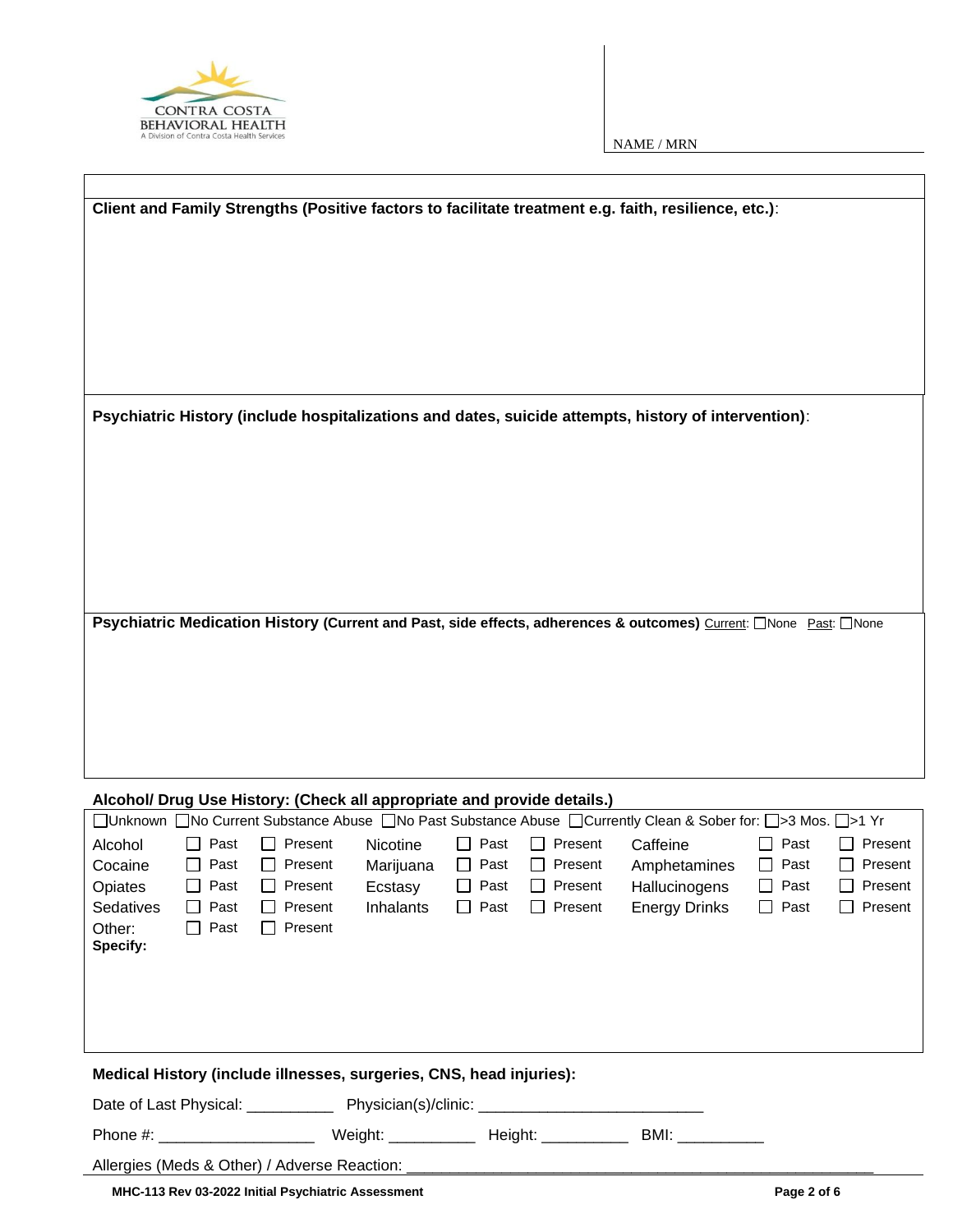CONTRA COSTA BEHAVIORAL HEALTH
A Division of Contra Costa Health Services

NAME / MRN

**Client and Family Strengths (Positive factors to facilitate treatment e.g. faith, resilience, etc.)**:

**Psychiatric History (include hospitalizations and dates, suicide attempts, history of intervention)**:

**Psychiatric Medication History (Current and Past, side effects, adherences & outcomes)** Current: ☐None Past: ☐None

**Alcohol/ Drug Use History: (Check all appropriate and provide details.)**

☐Unknown ☐No Current Substance Abuse ☐No Past Substance Abuse ☐Currently Clean & Sober for: ☐>3 Mos. ☐>1 Yr

| Substance | Past | Present | Substance | Past | Present | Substance | Past | Present |
|---|---|---|---|---|---|---|---|---|
| Alcohol | ☐ Past | ☐ Present | Nicotine | ☐ Past | ☐ Present | Caffeine | ☐ Past | ☐ Present |
| Cocaine | ☐ Past | ☐ Present | Marijuana | ☐ Past | ☐ Present | Amphetamines | ☐ Past | ☐ Present |
| Opiates | ☐ Past | ☐ Present | Ecstasy | ☐ Past | ☐ Present | Hallucinogens | ☐ Past | ☐ Present |
| Sedatives | ☐ Past | ☐ Present | Inhalants | ☐ Past | ☐ Present | Energy Drinks | ☐ Past | ☐ Present |
| Other: | ☐ Past | ☐ Present | | | | | | |

**Specify:**

**Medical History (include illnesses, surgeries, CNS, head injuries):**

Date of Last Physical: __________ Physician(s)/clinic: __________________________

Phone #: __________________ Weight: __________ Height: __________ BMI: __________

Allergies (Meds & Other) / Adverse Reaction: ______________________________________________________

**MHC-113 Rev 03-2022 Initial Psychiatric Assessment**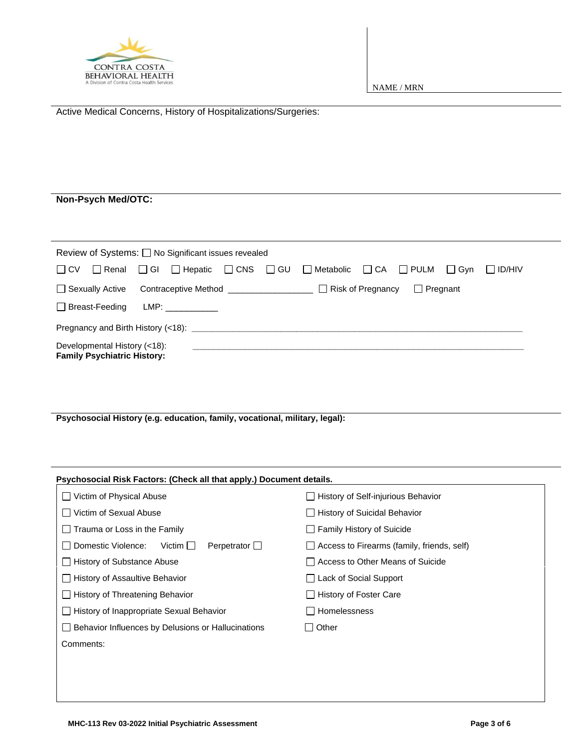CONTRA COSTA BEHAVIORAL HEALTH
A Division of Contra Costa Health Services

NAME / MRN

Active Medical Concerns, History of Hospitalizations/Surgeries:

**Non-Psych Med/OTC:**

Review of Systems: ☐ No Significant issues revealed

☐ CV ☐ Renal ☐ GI ☐ Hepatic ☐ CNS ☐ GU ☐ Metabolic ☐ CA ☐ PULM ☐ Gyn ☐ ID/HIV

☐ Sexually Active Contraceptive Method _________________ ☐ Risk of Pregnancy ☐ Pregnant

☐ Breast-Feeding LMP: ___________

Pregnancy and Birth History (<18): ____________________________________________________________________________

Developmental History (<18): ____________________________________________________________________________

**Family Psychiatric History:**

**Psychosocial History (e.g. education, family, vocational, military, legal):**

**Psychosocial Risk Factors: (Check all that apply.) Document details.**

| | |
|---|---|
| ☐ Victim of Physical Abuse | ☐ History of Self-injurious Behavior |
| ☐ Victim of Sexual Abuse | ☐ History of Suicidal Behavior |
| ☐ Trauma or Loss in the Family | ☐ Family History of Suicide |
| ☐ Domestic Violence: Victim ☐ Perpetrator ☐ | ☐ Access to Firearms (family, friends, self) |
| ☐ History of Substance Abuse | ☐ Access to Other Means of Suicide |
| ☐ History of Assaultive Behavior | ☐ Lack of Social Support |
| ☐ History of Threatening Behavior | ☐ History of Foster Care |
| ☐ History of Inappropriate Sexual Behavior | ☐ Homelessness |
| ☐ Behavior Influences by Delusions or Hallucinations | ☐ Other |

Comments:

MHC-113 Rev 03-2022 Initial Psychiatric Assessment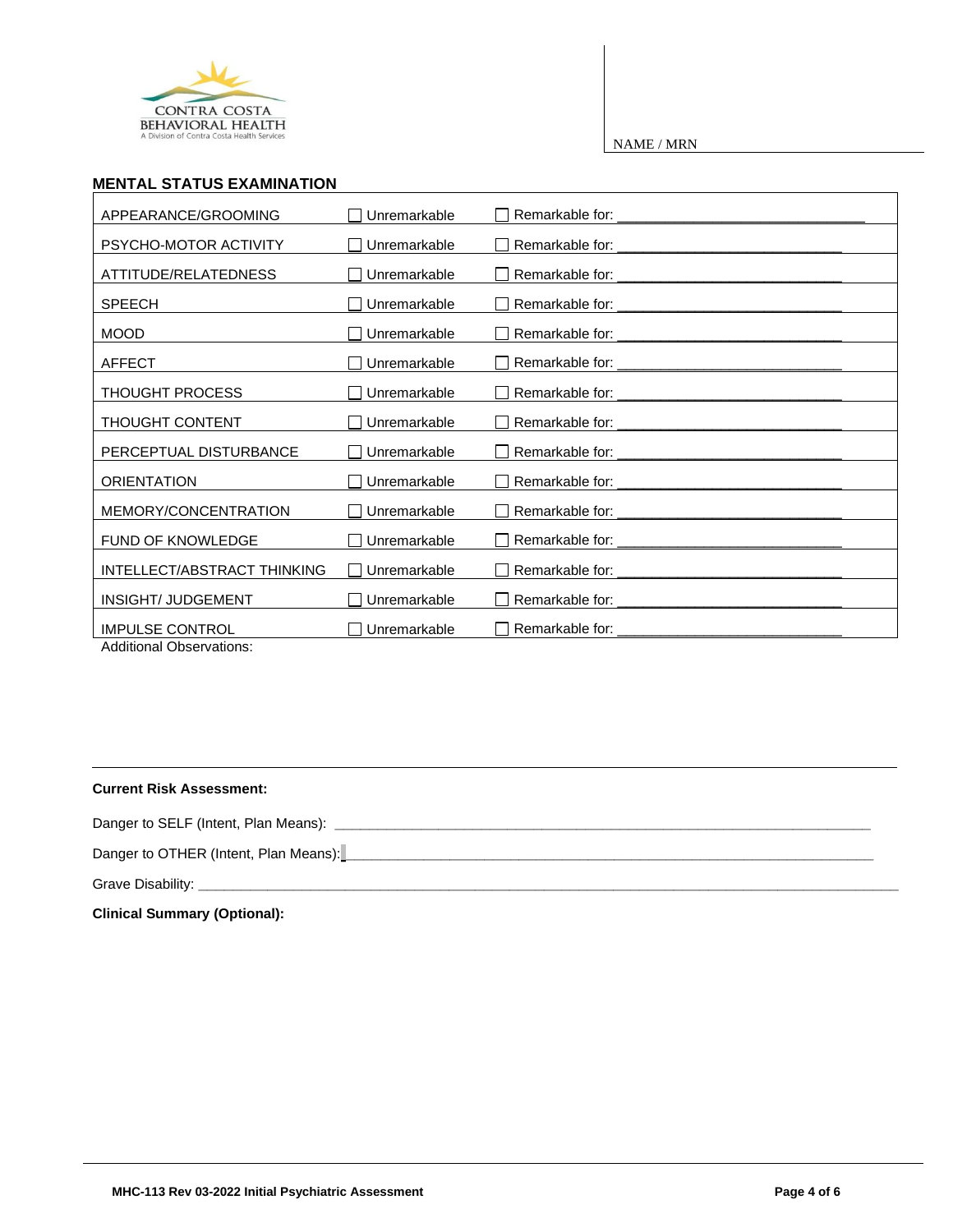CONTRA COSTA BEHAVIORAL HEALTH
A Division of Contra Costa Health Services

NAME / MRN

## MENTAL STATUS EXAMINATION

| | | |
|---|---|---|
| APPEARANCE/GROOMING | ☐ Unremarkable | ☐ Remarkable for: ______________________________ |
| PSYCHO-MOTOR ACTIVITY | ☐ Unremarkable | ☐ Remarkable for: ___________________________ |
| ATTITUDE/RELATEDNESS | ☐ Unremarkable | ☐ Remarkable for: ___________________________ |
| SPEECH | ☐ Unremarkable | ☐ Remarkable for: ___________________________ |
| MOOD | ☐ Unremarkable | ☐ Remarkable for: ___________________________ |
| AFFECT | ☐ Unremarkable | ☐ Remarkable for: ___________________________ |
| THOUGHT PROCESS | ☐ Unremarkable | ☐ Remarkable for: ___________________________ |
| THOUGHT CONTENT | ☐ Unremarkable | ☐ Remarkable for: ___________________________ |
| PERCEPTUAL DISTURBANCE | ☐ Unremarkable | ☐ Remarkable for: ___________________________ |
| ORIENTATION | ☐ Unremarkable | ☐ Remarkable for: ___________________________ |
| MEMORY/CONCENTRATION | ☐ Unremarkable | ☐ Remarkable for: ___________________________ |
| FUND OF KNOWLEDGE | ☐ Unremarkable | ☐ Remarkable for: ___________________________ |
| INTELLECT/ABSTRACT THINKING | ☐ Unremarkable | ☐ Remarkable for: ___________________________ |
| INSIGHT/ JUDGEMENT | ☐ Unremarkable | ☐ Remarkable for: ___________________________ |
| IMPULSE CONTROL | ☐ Unremarkable | ☐ Remarkable for: ___________________________ |

Additional Observations:

**Current Risk Assessment:**

Danger to SELF (Intent, Plan Means): ________________________________________________________________

Danger to OTHER (Intent, Plan Means): ________________________________________________________________

Grave Disability: ______________________________________________________________________________

**Clinical Summary (Optional):**

MHC-113 Rev 03-2022 Initial Psychiatric Assessment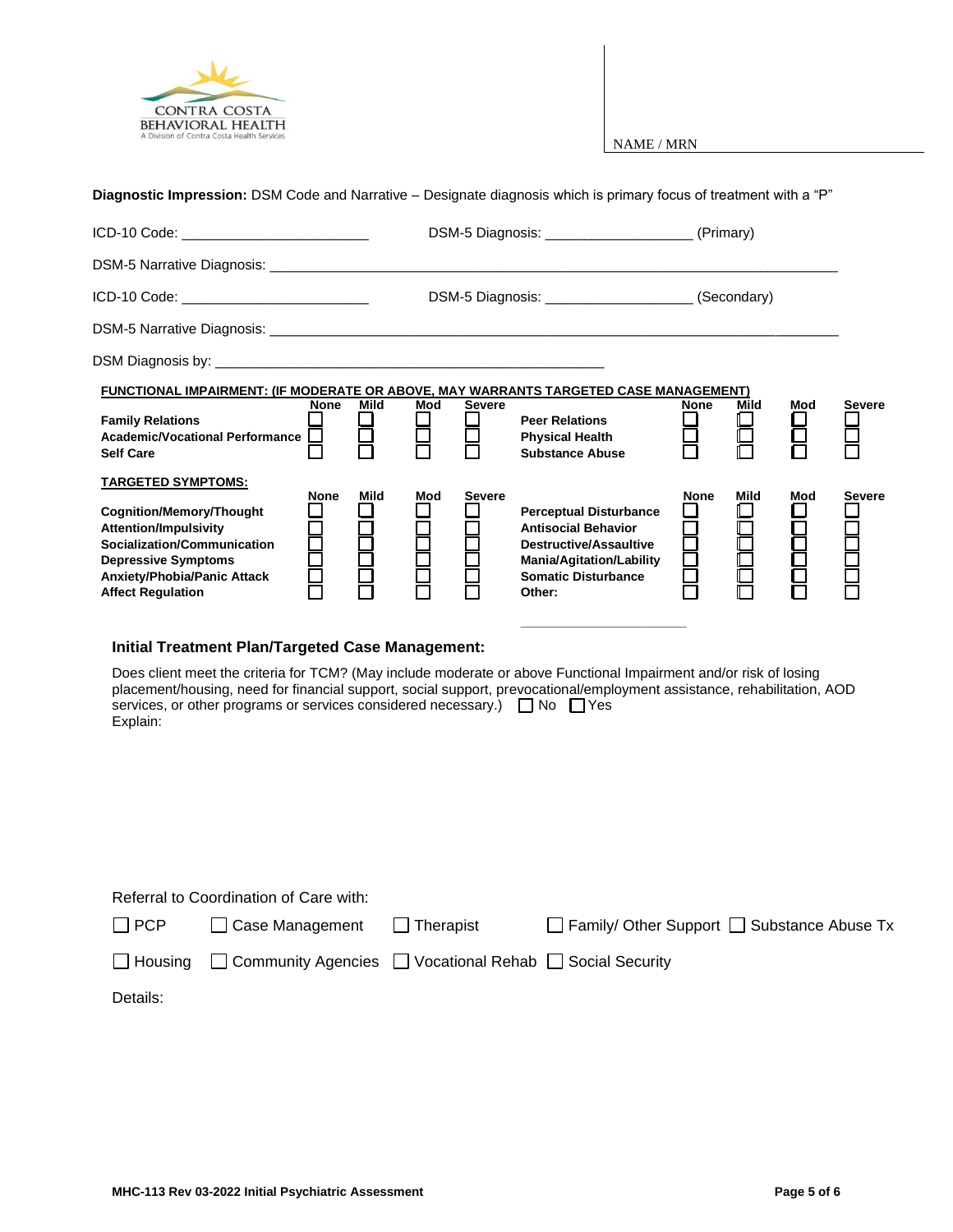CONTRA COSTA BEHAVIORAL HEALTH
A Division of Contra Costa Health Services

NAME / MRN

**Diagnostic Impression:** DSM Code and Narrative – Designate diagnosis which is primary focus of treatment with a "P"

ICD-10 Code: ________________________ DSM-5 Diagnosis: __________________ (Primary)

DSM-5 Narrative Diagnosis: ______________________________________________________________________________

ICD-10 Code: ________________________ DSM-5 Diagnosis: __________________ (Secondary)

DSM-5 Narrative Diagnosis: ______________________________________________________________________________

DSM Diagnosis by: ____________________________________________________

**FUNCTIONAL IMPAIRMENT: (IF MODERATE OR ABOVE, MAY WARRANTS TARGETED CASE MANAGEMENT)**

| | None | Mild | Mod | Severe | | None | Mild | Mod | Severe |
|---|---|---|---|---|---|---|---|---|---|
| **Family Relations** | ☐ | ☐ | ☐ | ☐ | **Peer Relations** | ☐ | ☐ | ☐ | ☐ |
| **Academic/Vocational Performance** | ☐ | ☐ | ☐ | ☐ | **Physical Health** | ☐ | ☐ | ☐ | ☐ |
| **Self Care** | ☐ | ☐ | ☐ | ☐ | **Substance Abuse** | ☐ | ☐ | ☐ | ☐ |

**TARGETED SYMPTOMS:**

| | None | Mild | Mod | Severe | | None | Mild | Mod | Severe |
|---|---|---|---|---|---|---|---|---|---|
| **Cognition/Memory/Thought** | ☐ | ☐ | ☐ | ☐ | **Perceptual Disturbance** | ☐ | ☐ | ☐ | ☐ |
| **Attention/Impulsivity** | ☐ | ☐ | ☐ | ☐ | **Antisocial Behavior** | ☐ | ☐ | ☐ | ☐ |
| **Socialization/Communication** | ☐ | ☐ | ☐ | ☐ | **Destructive/Assaultive** | ☐ | ☐ | ☐ | ☐ |
| **Depressive Symptoms** | ☐ | ☐ | ☐ | ☐ | **Mania/Agitation/Lability** | ☐ | ☐ | ☐ | ☐ |
| **Anxiety/Phobia/Panic Attack** | ☐ | ☐ | ☐ | ☐ | **Somatic Disturbance** | ☐ | ☐ | ☐ | ☐ |
| **Affect Regulation** | ☐ | ☐ | ☐ | ☐ | **Other:** ____________________ | ☐ | ☐ | ☐ | ☐ |

### Initial Treatment Plan/Targeted Case Management:

Does client meet the criteria for TCM? (May include moderate or above Functional Impairment and/or risk of losing placement/housing, need for financial support, social support, prevocational/employment assistance, rehabilitation, AOD services, or other programs or services considered necessary.) ☐ No ☐ Yes

Explain:

Referral to Coordination of Care with:

☐ PCP ☐ Case Management ☐ Therapist ☐ Family/ Other Support ☐ Substance Abuse Tx

☐ Housing ☐ Community Agencies ☐ Vocational Rehab ☐ Social Security

Details:

MHC-113 Rev 03-2022 Initial Psychiatric Assessment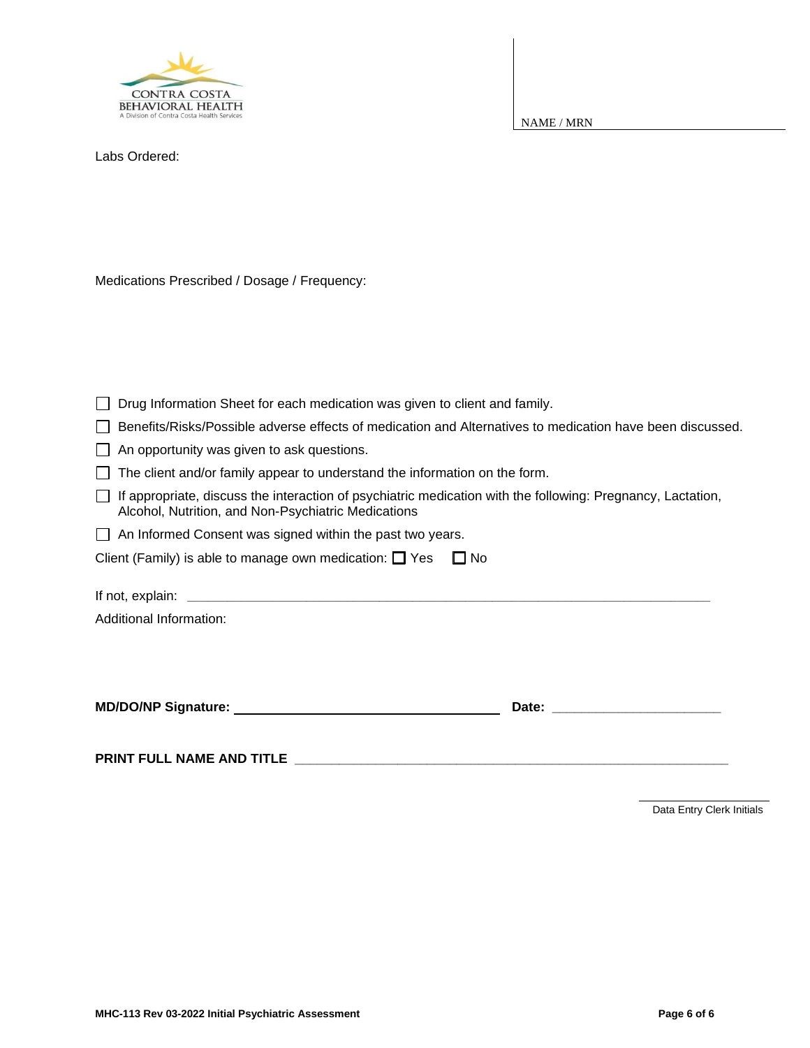CONTRA COSTA BEHAVIORAL HEALTH
A Division of Contra Costa Health Services

NAME / MRN

Labs Ordered:

Medications Prescribed / Dosage / Frequency:

- ☐ Drug Information Sheet for each medication was given to client and family.
- ☐ Benefits/Risks/Possible adverse effects of medication and Alternatives to medication have been discussed.
- ☐ An opportunity was given to ask questions.
- ☐ The client and/or family appear to understand the information on the form.
- ☐ If appropriate, discuss the interaction of psychiatric medication with the following: Pregnancy, Lactation, Alcohol, Nutrition, and Non-Psychiatric Medications
- ☐ An Informed Consent was signed within the past two years.

Client (Family) is able to manage own medication: ☐ Yes ☐ No

If not, explain: ______________________________________________________________________

Additional Information:

**MD/DO/NP Signature:** ______________________________ **Date:** ______________________

**PRINT FULL NAME AND TITLE** ______________________________________________________

Data Entry Clerk Initials

**MHC-113 Rev 03-2022 Initial Psychiatric Assessment**